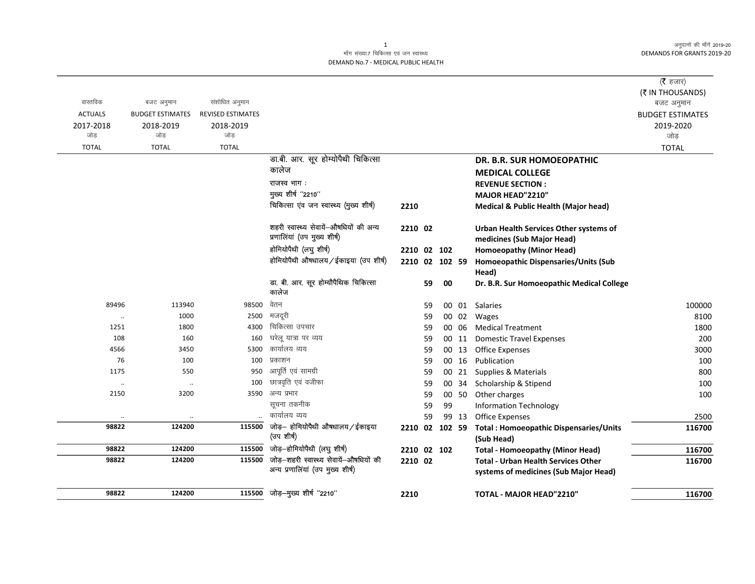मॉंग संख्या.7 चिकित्सा एवं जन स्वास्थ्य
DEMAND No.7 - MEDICAL PUBLIC HEALTH

अनुदानों की मॉंगें 2019-20
DEMANDS FOR GRANTS 2019-20

(₹ हजार)
(₹ IN THOUSANDS)

| वास्तविक ACTUALS 2017-2018 जोड़ TOTAL | बजट अनुमान BUDGET ESTIMATES 2018-2019 जोड़ TOTAL | संशोधित अनुमान REVISED ESTIMATES 2018-2019 जोड़ TOTAL | | | | | | | | बजट अनुमान BUDGET ESTIMATES 2019-2020 जोड़ TOTAL |
|---|---|---|---|---|---|---|---|---|---|---|
| | | | डा.बी. आर. सूर होम्योपैथी चिकित्सा कालेज | | | | | | DR. B.R. SUR HOMOEOPATHIC MEDICAL COLLEGE | |
| | | | राजस्व भाग : | | | | | | REVENUE SECTION : | |
| | | | मुख्य शीर्ष ''2210'' | | | | | | MAJOR HEAD"2210" | |
| | | | चिकित्सा एंव जन स्वास्थ्य (मुख्य शीर्ष) | 2210 | | | | | Medical & Public Health (Major head) | |
| | | | शहरी स्वास्थ्य सेवायें–औषधियों की अन्य प्रणालियां (उप मुख्य शीर्ष) | 2210 | 02 | | | | Urban Health Services Other systems of medicines (Sub Major Head) | |
| | | | होमियोपैथी (लघु शीर्ष) | 2210 | 02 | 102 | | | Homoeopathy (Minor Head) | |
| | | | होमियोपैथी औषधालय/ईकाइया (उप शीर्ष) | 2210 | 02 | 102 | 59 | | Homoeopathic Dispensaries/Units (Sub Head) | |
| | | | डा. बी. आर. सूर होम्यौपैथिक चिकित्सा कालेज | | | 59 | 00 | | Dr. B.R. Sur Homoeopathic Medical College | |
| 89496 | 113940 | 98500 | वेतन | | | 59 | 00 | 01 | Salaries | 100000 |
| .. | 1000 | 2500 | मजदूरी | | | 59 | 00 | 02 | Wages | 8100 |
| 1251 | 1800 | 4300 | चिकित्सा उपचार | | | 59 | 00 | 06 | Medical Treatment | 1800 |
| 108 | 160 | 160 | घरेलू यात्रा पर व्यय | | | 59 | 00 | 11 | Domestic Travel Expenses | 200 |
| 4566 | 3450 | 5300 | कार्यालय व्यय | | | 59 | 00 | 13 | Office Expenses | 3000 |
| 76 | 100 | 100 | प्रकाशन | | | 59 | 00 | 16 | Publication | 100 |
| 1175 | 550 | 950 | आपूर्ति एवं सामग्री | | | 59 | 00 | 21 | Supplies & Materials | 800 |
| .. | .. | 100 | छात्रवृति एवं वजीफा | | | 59 | 00 | 34 | Scholarship & Stipend | 100 |
| 2150 | 3200 | 3590 | अन्य प्रभार | | | 59 | 00 | 50 | Other charges | 100 |
| | | | सूचना तकनीक | | | 59 | 99 | | Information Technology | |
| .. | .. | .. | कार्यालय व्यय | | | 59 | 99 | 13 | Office Expenses | 2500 |
| **98822** | **124200** | **115500** | जोड़– होमियोपैथी औषधालय/ईकाइया (उप शीर्ष) | 2210 | 02 | 102 | 59 | | **Total : Homoeopathic Dispensaries/Units (Sub Head)** | **116700** |
| **98822** | **124200** | **115500** | जोड़–होमियोपैथी (लघु शीर्ष) | 2210 | 02 | 102 | | | **Total - Homoeopathy (Minor Head)** | **116700** |
| **98822** | **124200** | **115500** | जोड़–शहरी स्वास्थ्य सेवायें–औषधियों की अन्य प्रणालियां (उप मुख्य शीर्ष) | 2210 | 02 | | | | **Total - Urban Health Services Other systems of medicines (Sub Major Head)** | **116700** |
| **98822** | **124200** | **115500** | जोड़–मुख्य शीर्ष ''2210'' | 2210 | | | | | **TOTAL - MAJOR HEAD"2210"** | **116700** |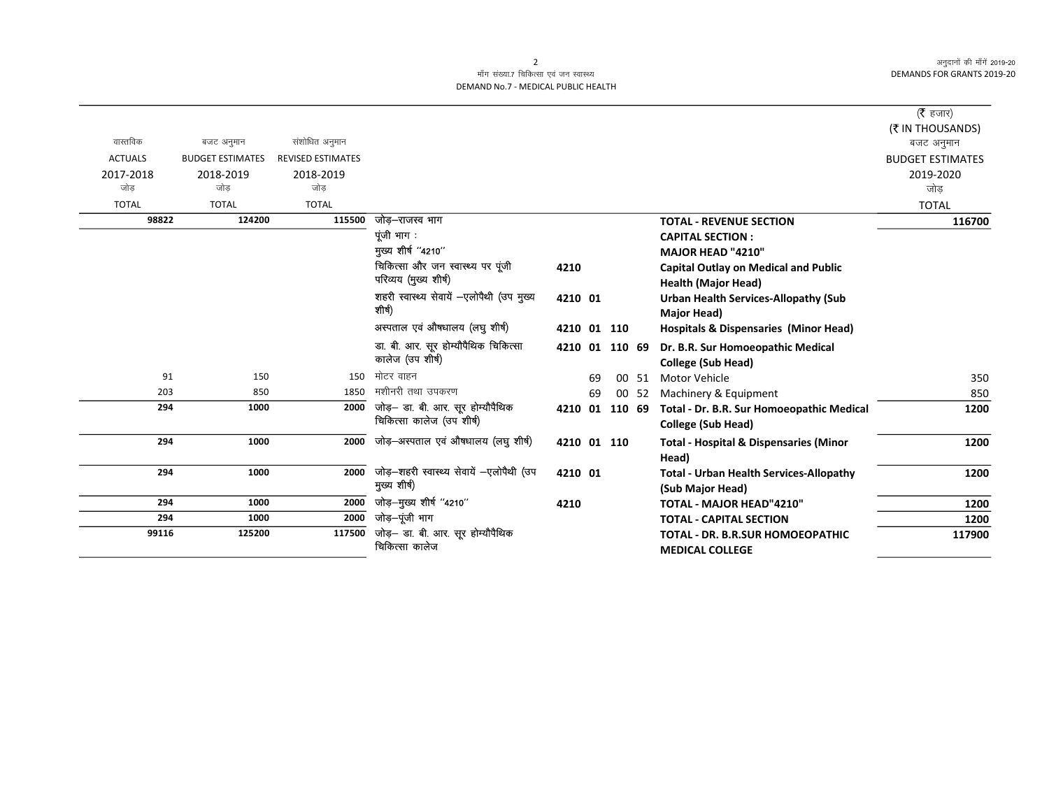माँग संख्या.7 चिकित्सा एवं जन स्वास्थ्य
DEMAND No.7 - MEDICAL PUBLIC HEALTH

(₹ हजार)
(₹ IN THOUSANDS)

| वास्तविक ACTUALS 2017-2018 जोड़ TOTAL | बजट अनुमान BUDGET ESTIMATES 2018-2019 जोड़ TOTAL | संशोधित अनुमान REVISED ESTIMATES 2018-2019 जोड़ TOTAL | | | | | | | बजट अनुमान BUDGET ESTIMATES 2019-2020 जोड़ TOTAL |
|---|---|---|---|---|---|---|---|---|---|
| **98822** | **124200** | **115500** | जोड़–राजस्व भाग | | | | | **TOTAL - REVENUE SECTION** | **116700** |
| | | | पूंजी भाग : | | | | | **CAPITAL SECTION :** | |
| | | | मुख्य शीर्ष ''4210'' | | | | | **MAJOR HEAD "4210"** | |
| | | | चिकित्सा और जन स्वास्थ्य पर पूंजी परिव्यय (मुख्य शीर्ष) | **4210** | | | | **Capital Outlay on Medical and Public Health (Major Head)** | |
| | | | शहरी स्वास्थ्य सेवायें –एलोपैथी (उप मुख्य शीर्ष) | **4210 01** | | | | **Urban Health Services-Allopathy (Sub Major Head)** | |
| | | | अस्पताल एवं औषधालय (लघु शीर्ष) | **4210 01 110** | | | | **Hospitals & Dispensaries (Minor Head)** | |
| | | | डा. बी. आर. सूर होम्यौपैथिक चिकित्सा कालेज (उप शीर्ष) | **4210 01 110 69** | | | | **Dr. B.R. Sur Homoeopathic Medical College (Sub Head)** | |
| 91 | 150 | 150 | मोटर वाहन | | 69 | 00 | 51 | Motor Vehicle | 350 |
| 203 | 850 | 1850 | मशीनरी तथा उपकरण | | 69 | 00 | 52 | Machinery & Equipment | 850 |
| **294** | **1000** | **2000** | जोड़– डा. बी. आर. सूर होम्यौपैथिक चिकित्सा कालेज (उप शीर्ष) | **4210 01 110 69** | | | | **Total - Dr. B.R. Sur Homoeopathic Medical College (Sub Head)** | **1200** |
| **294** | **1000** | **2000** | जोड़–अस्पताल एवं औषधालय (लघु शीर्ष) | **4210 01 110** | | | | **Total - Hospital & Dispensaries (Minor Head)** | **1200** |
| **294** | **1000** | **2000** | जोड़–शहरी स्वास्थ्य सेवायें –एलोपैथी (उप मुख्य शीर्ष) | **4210 01** | | | | **Total - Urban Health Services-Allopathy (Sub Major Head)** | **1200** |
| **294** | **1000** | **2000** | जोड़–मुख्य शीर्ष ''4210'' | **4210** | | | | **TOTAL - MAJOR HEAD"4210"** | **1200** |
| **294** | **1000** | **2000** | जोड़–पूंजी भाग | | | | | **TOTAL - CAPITAL SECTION** | **1200** |
| **99116** | **125200** | **117500** | जोड़– डा. बी. आर. सूर होम्यौपैथिक चिकित्सा कालेज | | | | | **TOTAL - DR. B.R.SUR HOMOEOPATHIC MEDICAL COLLEGE** | **117900** |